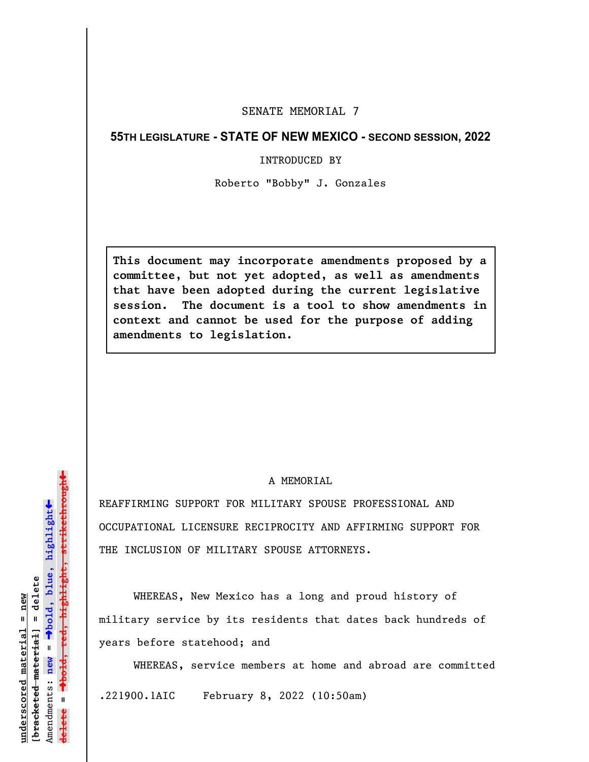SENATE MEMORIAL 7

**55TH LEGISLATURE - STATE OF NEW MEXICO - SECOND SESSION, 2022**

INTRODUCED BY

Roberto "Bobby" J. Gonzales

**This document may incorporate amendments proposed by a committee, but not yet adopted, as well as amendments that have been adopted during the current legislative session. The document is a tool to show amendments in context and cannot be used for the purpose of adding amendments to legislation.**

A MEMORIAL

REAFFIRMING SUPPORT FOR MILITARY SPOUSE PROFESSIONAL AND OCCUPATIONAL LICENSURE RECIPROCITY AND AFFIRMING SUPPORT FOR THE INCLUSION OF MILITARY SPOUSE ATTORNEYS.

WHEREAS, New Mexico has a long and proud history of military service by its residents that dates back hundreds of years before statehood; and

WHEREAS, service members at home and abroad are committed

.221900.1AIC February 8, 2022 (10:50am)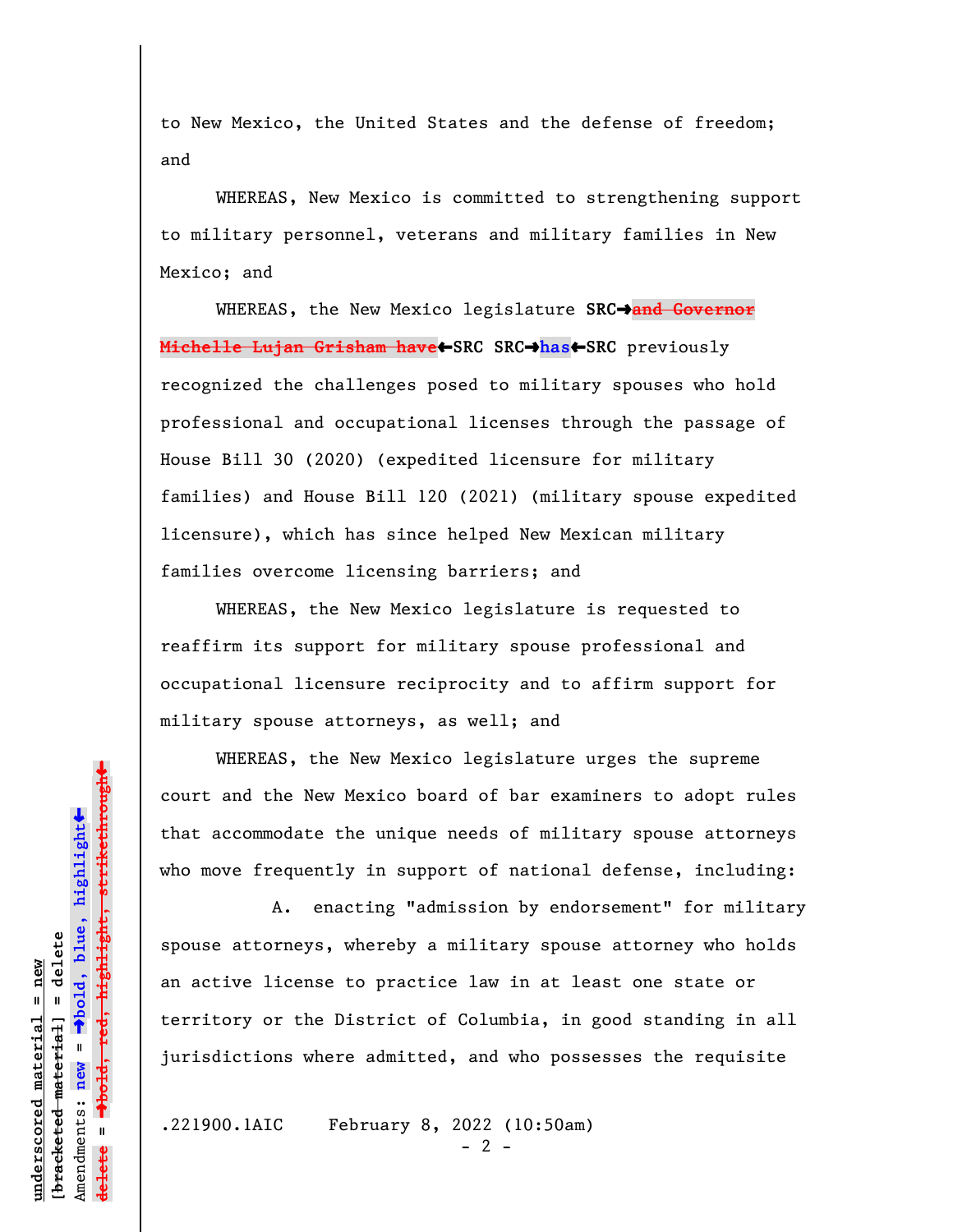to New Mexico, the United States and the defense of freedom; and

WHEREAS, New Mexico is committed to strengthening support to military personnel, veterans and military families in New Mexico; and

WHEREAS, the New Mexico legislature **SRC➔**~~and Governor Michelle Lujan Grisham have~~**←SRC SRC➔has←SRC** previously recognized the challenges posed to military spouses who hold professional and occupational licenses through the passage of House Bill 30 (2020) (expedited licensure for military families) and House Bill 120 (2021) (military spouse expedited licensure), which has since helped New Mexican military families overcome licensing barriers; and

WHEREAS, the New Mexico legislature is requested to reaffirm its support for military spouse professional and occupational licensure reciprocity and to affirm support for military spouse attorneys, as well; and

WHEREAS, the New Mexico legislature urges the supreme court and the New Mexico board of bar examiners to adopt rules that accommodate the unique needs of military spouse attorneys who move frequently in support of national defense, including:

A. enacting "admission by endorsement" for military spouse attorneys, whereby a military spouse attorney who holds an active license to practice law in at least one state or territory or the District of Columbia, in good standing in all jurisdictions where admitted, and who possesses the requisite

.221900.1AIC February 8, 2022 (10:50am)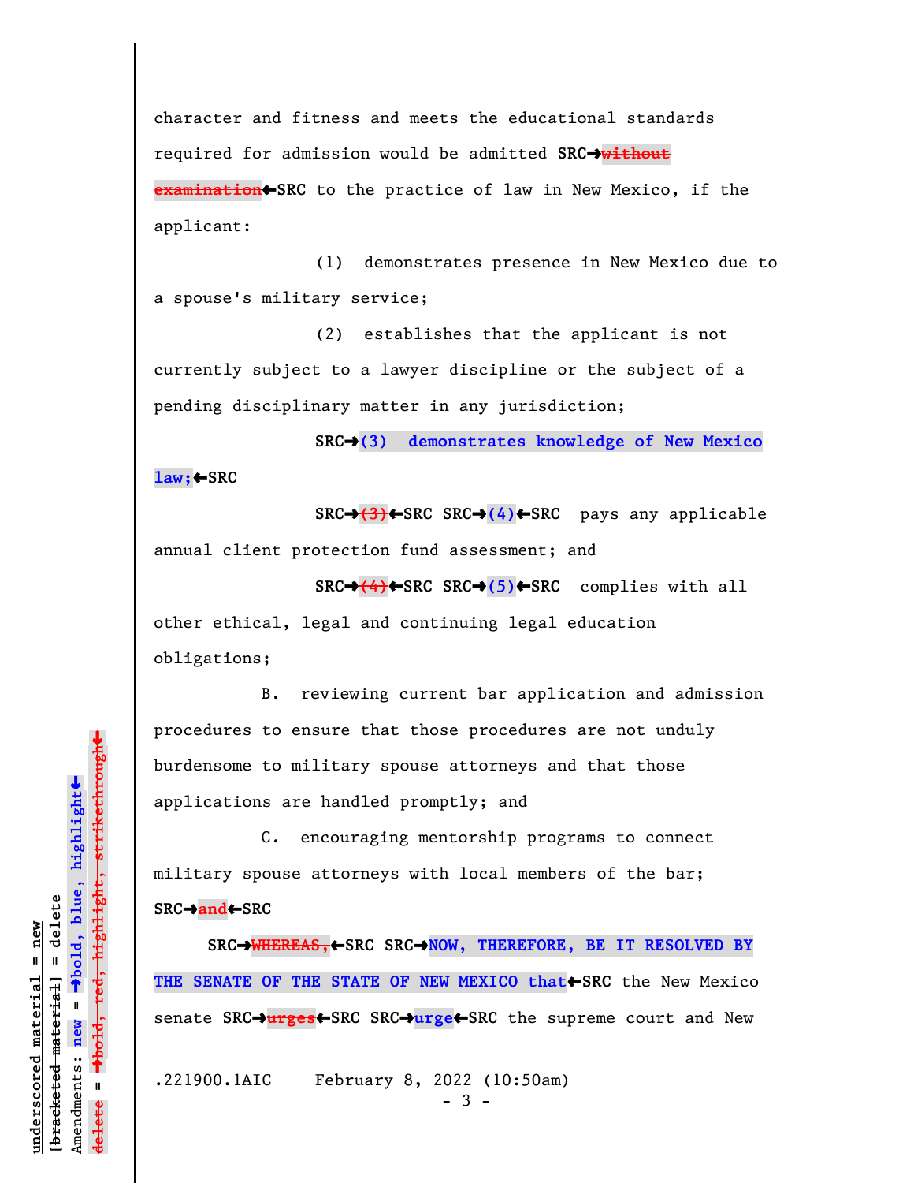character and fitness and meets the educational standards required for admission would be admitted SRC→~~without examination~~←SRC to the practice of law in New Mexico, if the applicant:

(1) demonstrates presence in New Mexico due to a spouse's military service;

(2) establishes that the applicant is not currently subject to a lawyer discipline or the subject of a pending disciplinary matter in any jurisdiction;

SRC→**(3) demonstrates knowledge of New Mexico law;**←SRC

SRC→~~(3)~~←SRC SRC→**(4)**←SRC pays any applicable annual client protection fund assessment; and

SRC→~~(4)~~←SRC SRC→**(5)**←SRC complies with all other ethical, legal and continuing legal education obligations;

B. reviewing current bar application and admission procedures to ensure that those procedures are not unduly burdensome to military spouse attorneys and that those applications are handled promptly; and

C. encouraging mentorship programs to connect military spouse attorneys with local members of the bar;

SRC→~~and~~←SRC

SRC→~~WHEREAS,~~←SRC SRC→**NOW, THEREFORE, BE IT RESOLVED BY THE SENATE OF THE STATE OF NEW MEXICO that**←SRC the New Mexico senate SRC→~~urges~~←SRC SRC→**urge**←SRC the supreme court and New

.221900.1AIC February 8, 2022 (10:50am)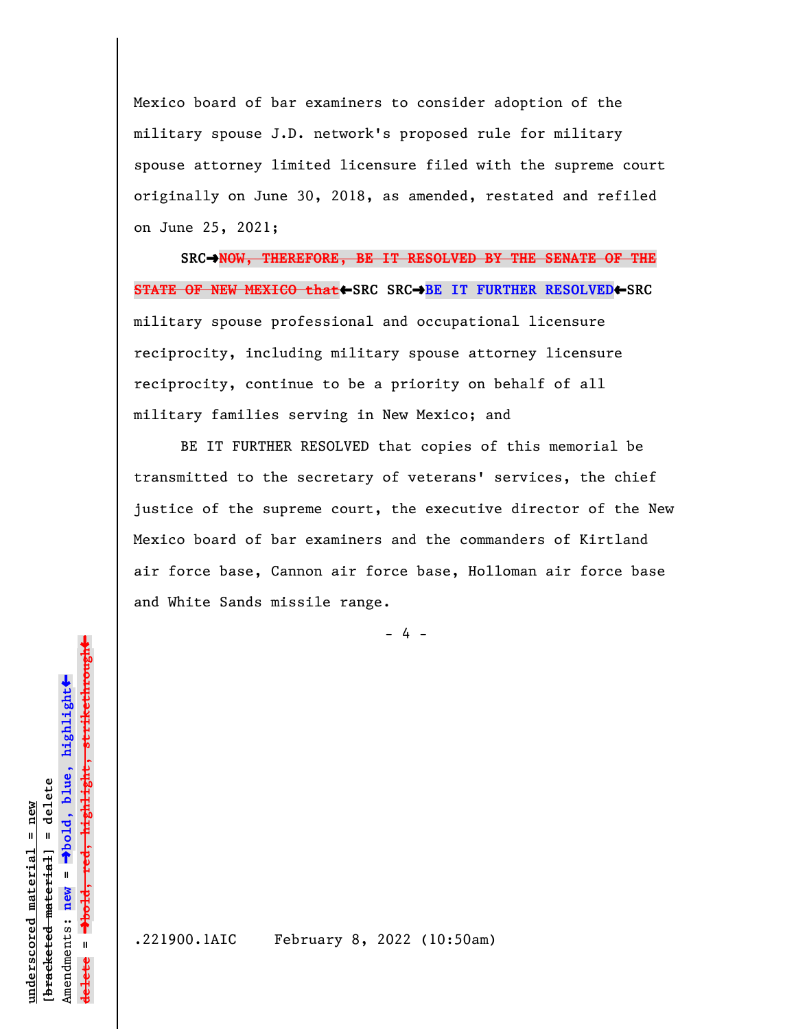Mexico board of bar examiners to consider adoption of the military spouse J.D. network's proposed rule for military spouse attorney limited licensure filed with the supreme court originally on June 30, 2018, as amended, restated and refiled on June 25, 2021;

SRC→~~NOW, THEREFORE, BE IT RESOLVED BY THE SENATE OF THE STATE OF NEW MEXICO that~~←SRC SRC→**BE IT FURTHER RESOLVED**←SRC military spouse professional and occupational licensure reciprocity, including military spouse attorney licensure reciprocity, continue to be a priority on behalf of all military families serving in New Mexico; and

BE IT FURTHER RESOLVED that copies of this memorial be transmitted to the secretary of veterans' services, the chief justice of the supreme court, the executive director of the New Mexico board of bar examiners and the commanders of Kirtland air force base, Cannon air force base, Holloman air force base and White Sands missile range.

.221900.1AIC February 8, 2022 (10:50am)

underscored material = new
[bracketed material] = delete
Amendments: new = →bold, blue, highlight←
delete = →~~bold, red, highlight, strikethrough~~←